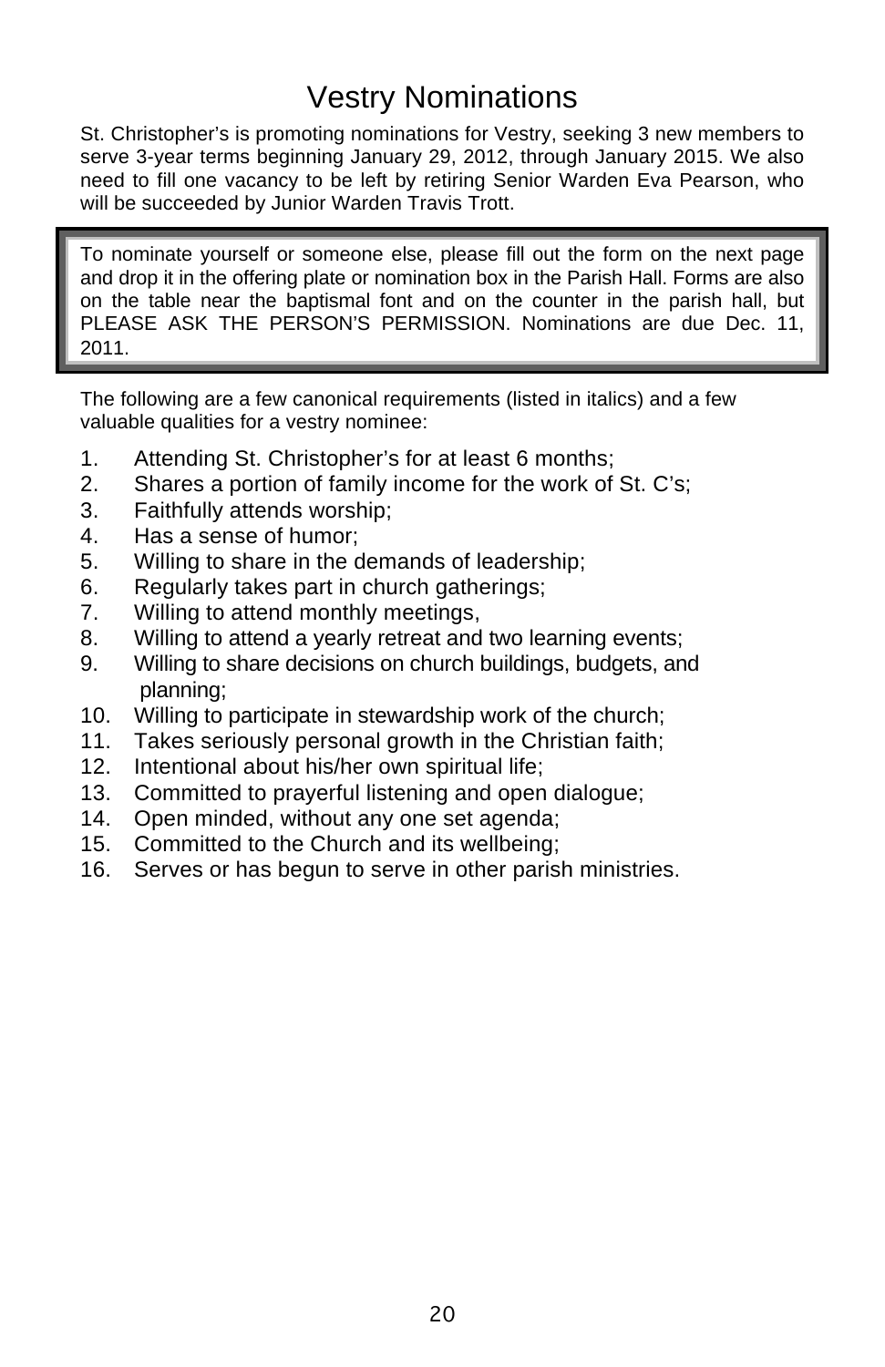# Vestry Nominations

St. Christopher's is promoting nominations for Vestry, seeking 3 new members to serve 3-year terms beginning January 29, 2012, through January 2015. We also need to fill one vacancy to be left by retiring Senior Warden Eva Pearson, who will be succeeded by Junior Warden Travis Trott.

> To nominate yourself or someone else, please fill out the form on the next page and drop it in the offering plate or nomination box in the Parish Hall. Forms are also on the table near the baptismal font and on the counter in the parish hall, but PLEASE ASK THE PERSON'S PERMISSION. Nominations are due Dec. 11, 2011.

The following are a few canonical requirements (listed in italics) and a few valuable qualities for a vestry nominee:

1. Attending St. Christopher's for at least 6 months;
2. Shares a portion of family income for the work of St. C's;
3. Faithfully attends worship;
4. Has a sense of humor;
5. Willing to share in the demands of leadership;
6. Regularly takes part in church gatherings;
7. Willing to attend monthly meetings,
8. Willing to attend a yearly retreat and two learning events;
9. Willing to share decisions on church buildings, budgets, and planning;
10. Willing to participate in stewardship work of the church;
11. Takes seriously personal growth in the Christian faith;
12. Intentional about his/her own spiritual life;
13. Committed to prayerful listening and open dialogue;
14. Open minded, without any one set agenda;
15. Committed to the Church and its wellbeing;
16. Serves or has begun to serve in other parish ministries.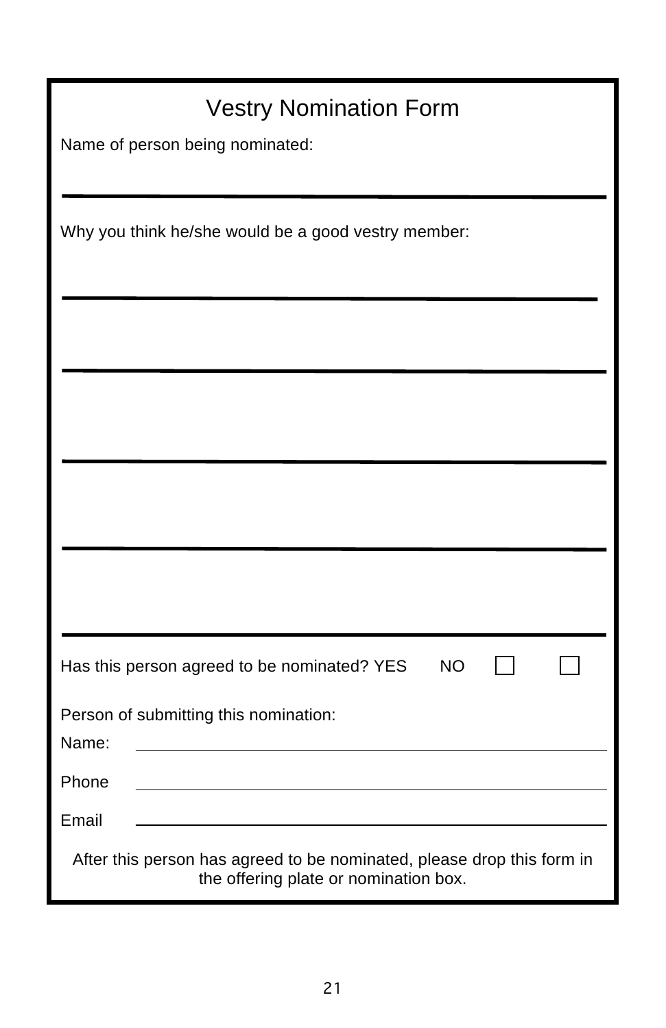# Vestry Nomination Form

Name of person being nominated:

Why you think he/she would be a good vestry member:

Has this person agreed to be nominated? YES NO

Person of submitting this nomination:

Name:

Phone

Email

After this person has agreed to be nominated, please drop this form in the offering plate or nomination box.